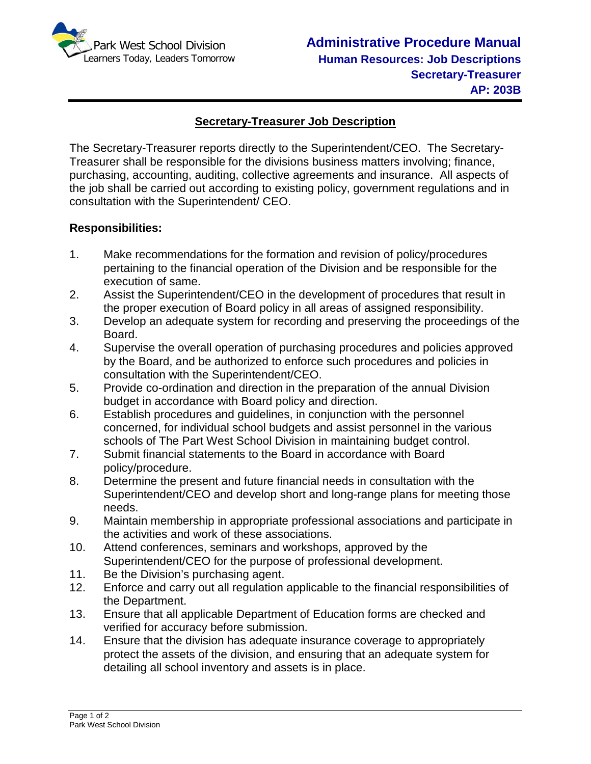Park West School Division
Learners Today, Leaders Tomorrow

**Administrative Procedure Manual**
**Human Resources: Job Descriptions**
**Secretary-Treasurer**
**AP: 203B**

## Secretary-Treasurer Job Description

The Secretary-Treasurer reports directly to the Superintendent/CEO. The Secretary-Treasurer shall be responsible for the divisions business matters involving; finance, purchasing, accounting, auditing, collective agreements and insurance. All aspects of the job shall be carried out according to existing policy, government regulations and in consultation with the Superintendent/ CEO.

**Responsibilities:**

1. Make recommendations for the formation and revision of policy/procedures pertaining to the financial operation of the Division and be responsible for the execution of same.
2. Assist the Superintendent/CEO in the development of procedures that result in the proper execution of Board policy in all areas of assigned responsibility.
3. Develop an adequate system for recording and preserving the proceedings of the Board.
4. Supervise the overall operation of purchasing procedures and policies approved by the Board, and be authorized to enforce such procedures and policies in consultation with the Superintendent/CEO.
5. Provide co-ordination and direction in the preparation of the annual Division budget in accordance with Board policy and direction.
6. Establish procedures and guidelines, in conjunction with the personnel concerned, for individual school budgets and assist personnel in the various schools of The Part West School Division in maintaining budget control.
7. Submit financial statements to the Board in accordance with Board policy/procedure.
8. Determine the present and future financial needs in consultation with the Superintendent/CEO and develop short and long-range plans for meeting those needs.
9. Maintain membership in appropriate professional associations and participate in the activities and work of these associations.
10. Attend conferences, seminars and workshops, approved by the Superintendent/CEO for the purpose of professional development.
11. Be the Division's purchasing agent.
12. Enforce and carry out all regulation applicable to the financial responsibilities of the Department.
13. Ensure that all applicable Department of Education forms are checked and verified for accuracy before submission.
14. Ensure that the division has adequate insurance coverage to appropriately protect the assets of the division, and ensuring that an adequate system for detailing all school inventory and assets is in place.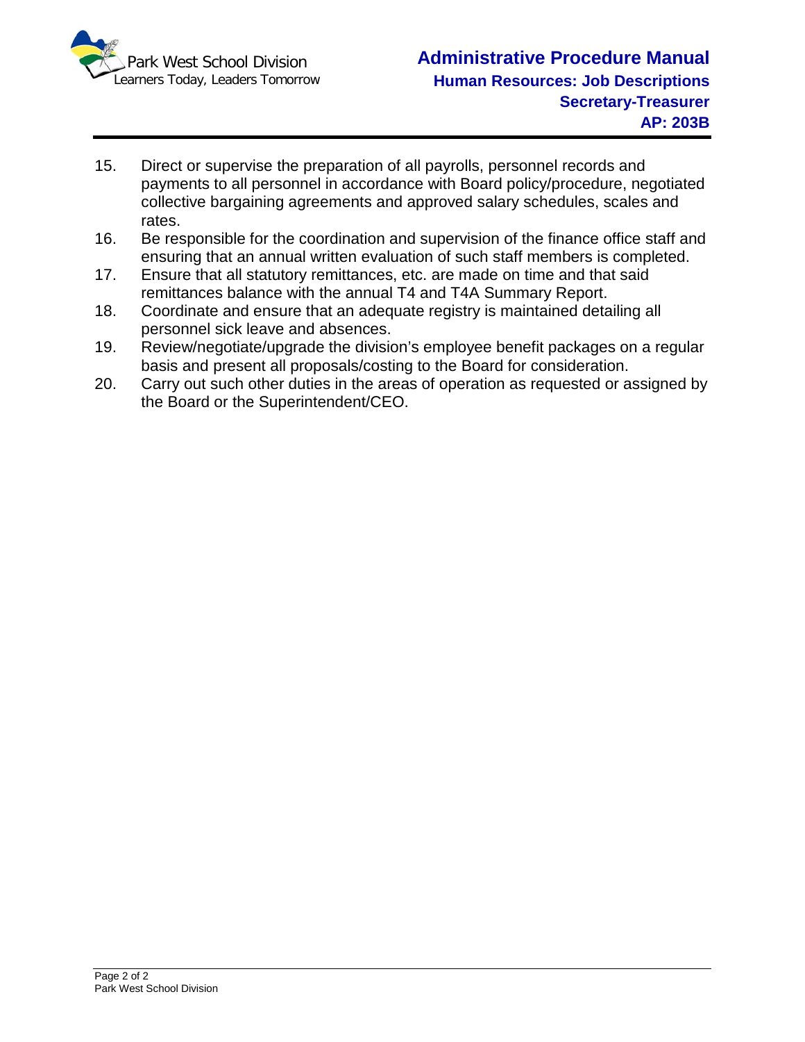15. Direct or supervise the preparation of all payrolls, personnel records and payments to all personnel in accordance with Board policy/procedure, negotiated collective bargaining agreements and approved salary schedules, scales and rates.
16. Be responsible for the coordination and supervision of the finance office staff and ensuring that an annual written evaluation of such staff members is completed.
17. Ensure that all statutory remittances, etc. are made on time and that said remittances balance with the annual T4 and T4A Summary Report.
18. Coordinate and ensure that an adequate registry is maintained detailing all personnel sick leave and absences.
19. Review/negotiate/upgrade the division's employee benefit packages on a regular basis and present all proposals/costing to the Board for consideration.
20. Carry out such other duties in the areas of operation as requested or assigned by the Board or the Superintendent/CEO.